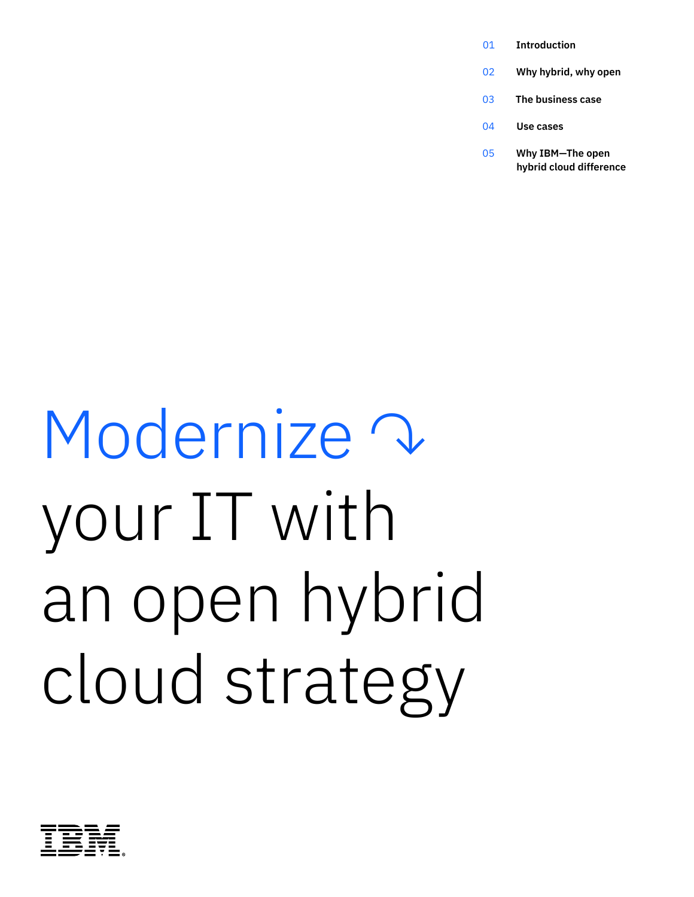01 **Introduction**

02 **Why hybrid, why open**

03 **The business case**

04 **Use cases**

05 **Why IBM—The open hybrid cloud difference**

# Modernize ↷ your IT with an open hybrid cloud strategy

IBM®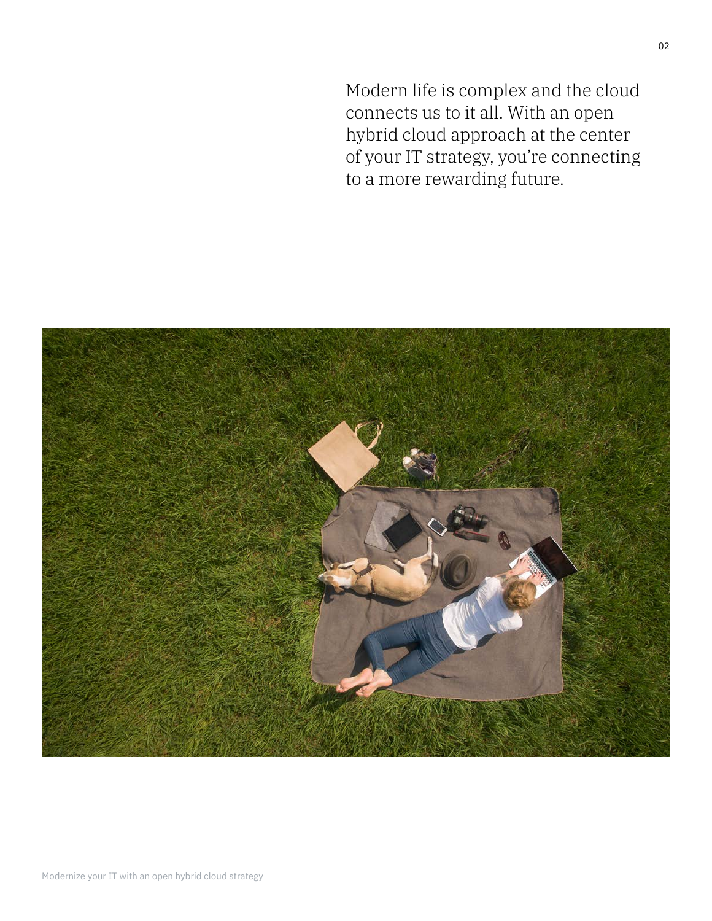Modern life is complex and the cloud connects us to it all. With an open hybrid cloud approach at the center of your IT strategy, you're connecting to a more rewarding future.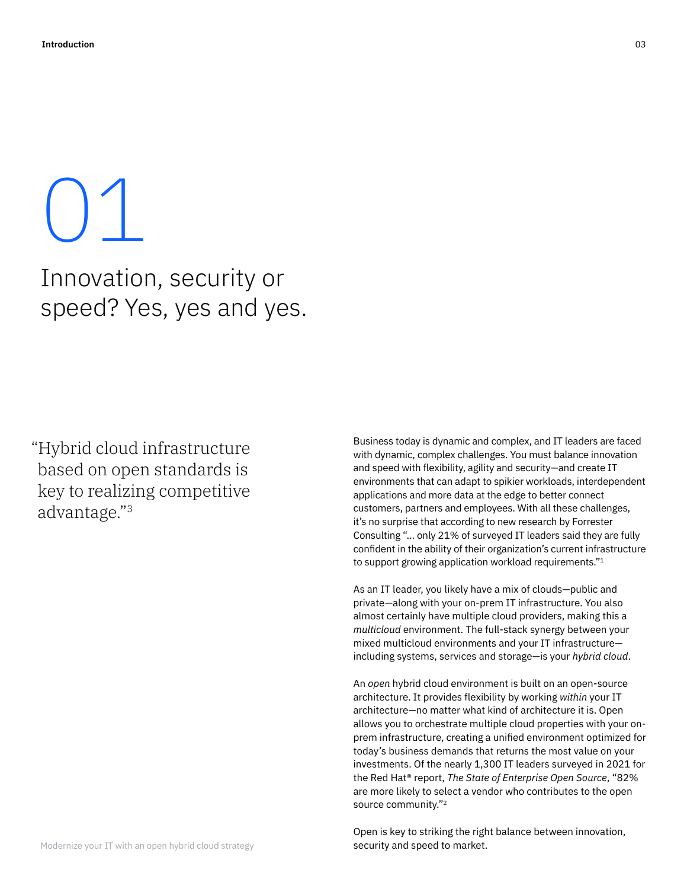# 01

## Innovation, security or speed? Yes, yes and yes.

> "Hybrid cloud infrastructure based on open standards is key to realizing competitive advantage."[3]

Business today is dynamic and complex, and IT leaders are faced with dynamic, complex challenges. You must balance innovation and speed with flexibility, agility and security—and create IT environments that can adapt to spikier workloads, interdependent applications and more data at the edge to better connect customers, partners and employees. With all these challenges, it's no surprise that according to new research by Forrester Consulting "... only 21% of surveyed IT leaders said they are fully confident in the ability of their organization's current infrastructure to support growing application workload requirements."[1]

As an IT leader, you likely have a mix of clouds—public and private—along with your on-prem IT infrastructure. You also almost certainly have multiple cloud providers, making this a *multicloud* environment. The full-stack synergy between your mixed multicloud environments and your IT infrastructure—including systems, services and storage—is your *hybrid cloud*.

An *open* hybrid cloud environment is built on an open-source architecture. It provides flexibility by working *within* your IT architecture—no matter what kind of architecture it is. Open allows you to orchestrate multiple cloud properties with your on-prem infrastructure, creating a unified environment optimized for today's business demands that returns the most value on your investments. Of the nearly 1,300 IT leaders surveyed in 2021 for the Red Hat® report, *The State of Enterprise Open Source*, "82% are more likely to select a vendor who contributes to the open source community."[2]

Open is key to striking the right balance between innovation, security and speed to market.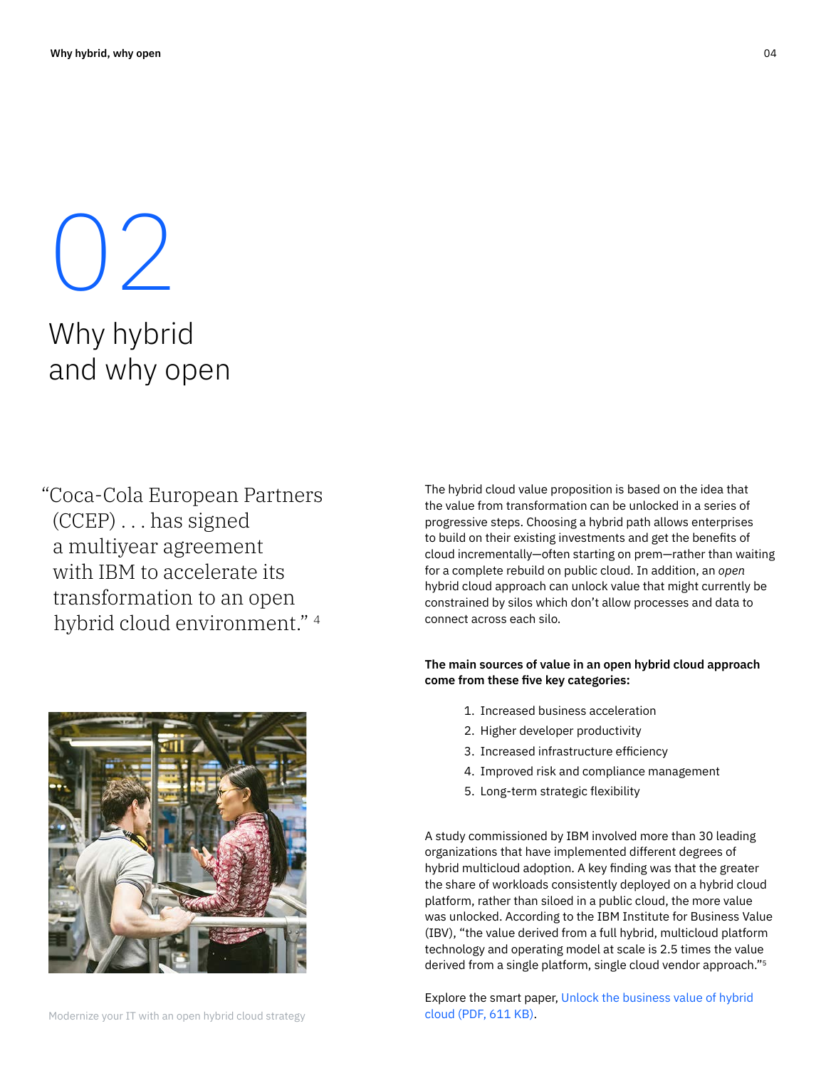# 02

# Why hybrid and why open

"Coca-Cola European Partners (CCEP) . . . has signed a multiyear agreement with IBM to accelerate its transformation to an open hybrid cloud environment." [4]

The hybrid cloud value proposition is based on the idea that the value from transformation can be unlocked in a series of progressive steps. Choosing a hybrid path allows enterprises to build on their existing investments and get the benefits of cloud incrementally—often starting on prem—rather than waiting for a complete rebuild on public cloud. In addition, an *open* hybrid cloud approach can unlock value that might currently be constrained by silos which don't allow processes and data to connect across each silo.

**The main sources of value in an open hybrid cloud approach come from these five key categories:**

1. Increased business acceleration
2. Higher developer productivity
3. Increased infrastructure efficiency
4. Improved risk and compliance management
5. Long-term strategic flexibility

A study commissioned by IBM involved more than 30 leading organizations that have implemented different degrees of hybrid multicloud adoption. A key finding was that the greater the share of workloads consistently deployed on a hybrid cloud platform, rather than siloed in a public cloud, the more value was unlocked. According to the IBM Institute for Business Value (IBV), "the value derived from a full hybrid, multicloud platform technology and operating model at scale is 2.5 times the value derived from a single platform, single cloud vendor approach."[5]

Explore the smart paper, Unlock the business value of hybrid cloud (PDF, 611 KB).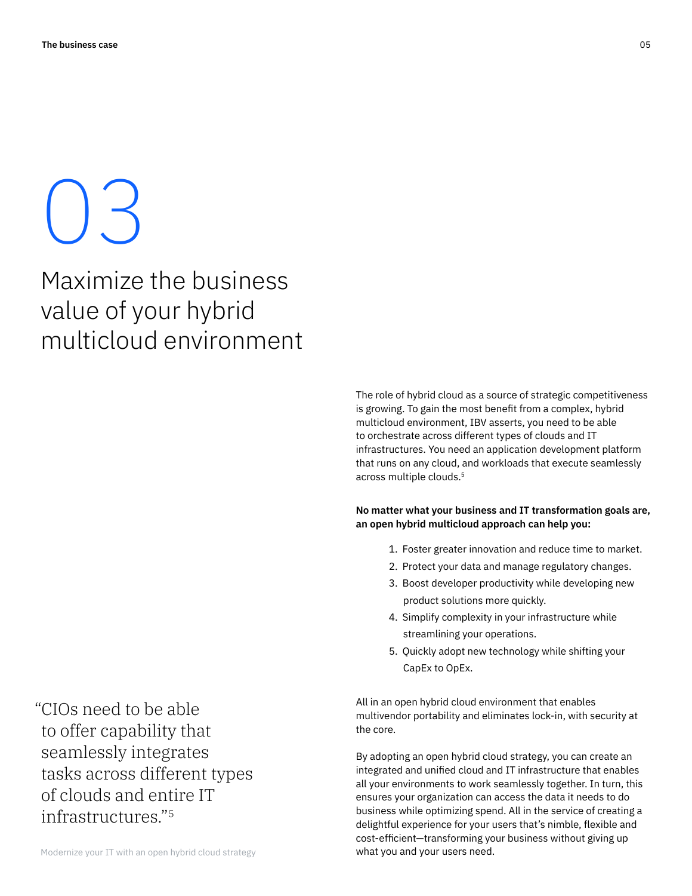# 03

# Maximize the business value of your hybrid multicloud environment

The role of hybrid cloud as a source of strategic competitiveness is growing. To gain the most benefit from a complex, hybrid multicloud environment, IBV asserts, you need to be able to orchestrate across different types of clouds and IT infrastructures. You need an application development platform that runs on any cloud, and workloads that execute seamlessly across multiple clouds.[5]

**No matter what your business and IT transformation goals are, an open hybrid multicloud approach can help you:**

1. Foster greater innovation and reduce time to market.
2. Protect your data and manage regulatory changes.
3. Boost developer productivity while developing new product solutions more quickly.
4. Simplify complexity in your infrastructure while streamlining your operations.
5. Quickly adopt new technology while shifting your CapEx to OpEx.

All in an open hybrid cloud environment that enables multivendor portability and eliminates lock-in, with security at the core.

By adopting an open hybrid cloud strategy, you can create an integrated and unified cloud and IT infrastructure that enables all your environments to work seamlessly together. In turn, this ensures your organization can access the data it needs to do business while optimizing spend. All in the service of creating a delightful experience for your users that's nimble, flexible and cost-efficient—transforming your business without giving up what you and your users need.

> "CIOs need to be able to offer capability that seamlessly integrates tasks across different types of clouds and entire IT infrastructures."[5]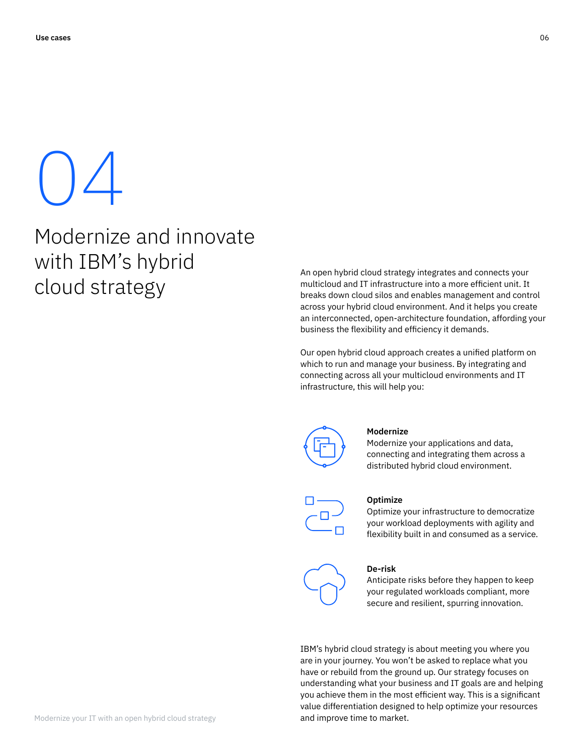# 04

## Modernize and innovate with IBM's hybrid cloud strategy

An open hybrid cloud strategy integrates and connects your multicloud and IT infrastructure into a more efficient unit. It breaks down cloud silos and enables management and control across your hybrid cloud environment. And it helps you create an interconnected, open-architecture foundation, affording your business the flexibility and efficiency it demands.

Our open hybrid cloud approach creates a unified platform on which to run and manage your business. By integrating and connecting across all your multicloud environments and IT infrastructure, this will help you:

**Modernize**
Modernize your applications and data, connecting and integrating them across a distributed hybrid cloud environment.

**Optimize**
Optimize your infrastructure to democratize your workload deployments with agility and flexibility built in and consumed as a service.

**De-risk**
Anticipate risks before they happen to keep your regulated workloads compliant, more secure and resilient, spurring innovation.

IBM's hybrid cloud strategy is about meeting you where you are in your journey. You won't be asked to replace what you have or rebuild from the ground up. Our strategy focuses on understanding what your business and IT goals are and helping you achieve them in the most efficient way. This is a significant value differentiation designed to help optimize your resources and improve time to market.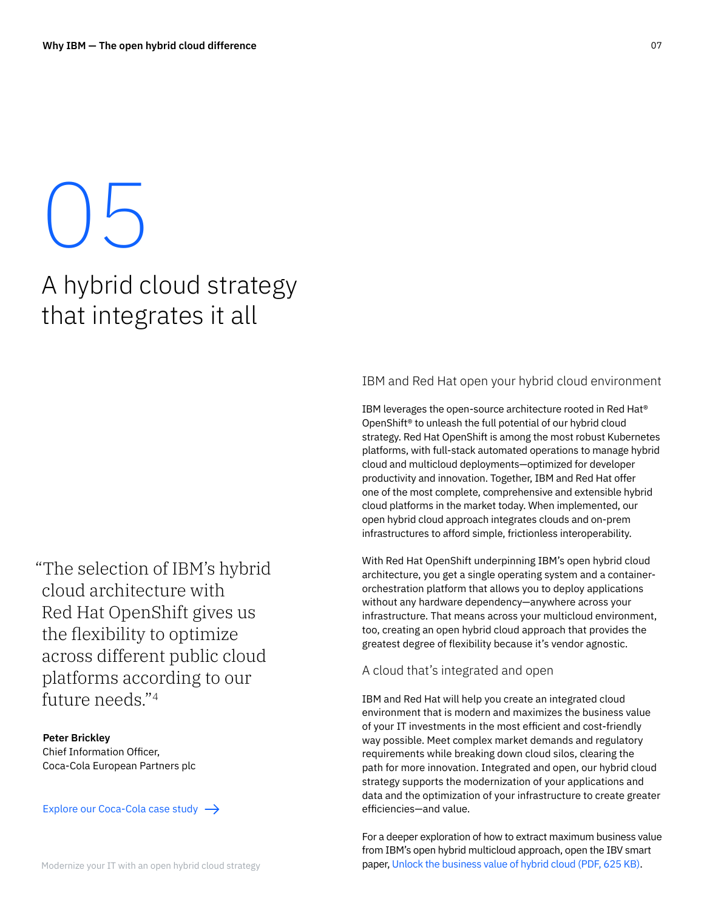# 05

# A hybrid cloud strategy that integrates it all

> "The selection of IBM's hybrid cloud architecture with Red Hat OpenShift gives us the flexibility to optimize across different public cloud platforms according to our future needs."[4]

**Peter Brickley**
Chief Information Officer,
Coca-Cola European Partners plc

Explore our Coca-Cola case study →

## IBM and Red Hat open your hybrid cloud environment

IBM leverages the open-source architecture rooted in Red Hat® OpenShift® to unleash the full potential of our hybrid cloud strategy. Red Hat OpenShift is among the most robust Kubernetes platforms, with full-stack automated operations to manage hybrid cloud and multicloud deployments—optimized for developer productivity and innovation. Together, IBM and Red Hat offer one of the most complete, comprehensive and extensible hybrid cloud platforms in the market today. When implemented, our open hybrid cloud approach integrates clouds and on-prem infrastructures to afford simple, frictionless interoperability.

With Red Hat OpenShift underpinning IBM's open hybrid cloud architecture, you get a single operating system and a container-orchestration platform that allows you to deploy applications without any hardware dependency—anywhere across your infrastructure. That means across your multicloud environment, too, creating an open hybrid cloud approach that provides the greatest degree of flexibility because it's vendor agnostic.

## A cloud that's integrated and open

IBM and Red Hat will help you create an integrated cloud environment that is modern and maximizes the business value of your IT investments in the most efficient and cost-friendly way possible. Meet complex market demands and regulatory requirements while breaking down cloud silos, clearing the path for more innovation. Integrated and open, our hybrid cloud strategy supports the modernization of your applications and data and the optimization of your infrastructure to create greater efficiencies—and value.

For a deeper exploration of how to extract maximum business value from IBM's open hybrid multicloud approach, open the IBV smart paper, Unlock the business value of hybrid cloud (PDF, 625 KB).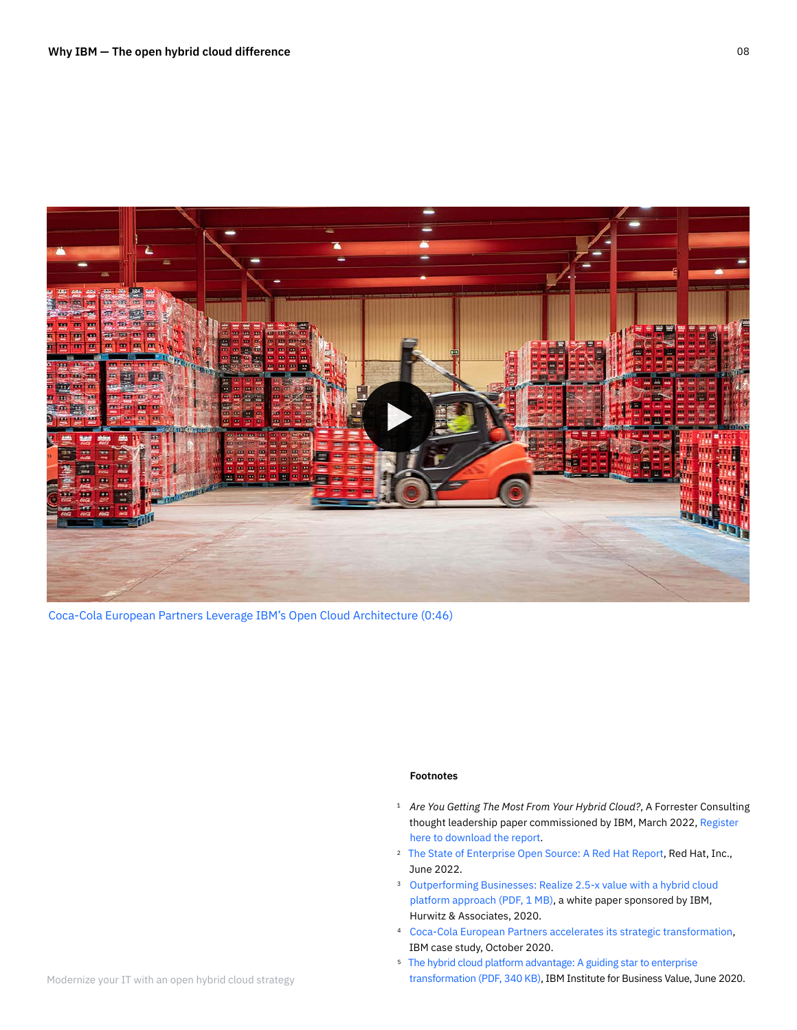Coca-Cola European Partners Leverage IBM's Open Cloud Architecture (0:46)

**Footnotes**

1. *Are You Getting The Most From Your Hybrid Cloud?*, A Forrester Consulting thought leadership paper commissioned by IBM, March 2022, Register here to download the report.
2. The State of Enterprise Open Source: A Red Hat Report, Red Hat, Inc., June 2022.
3. Outperforming Businesses: Realize 2.5-x value with a hybrid cloud platform approach (PDF, 1 MB), a white paper sponsored by IBM, Hurwitz & Associates, 2020.
4. Coca-Cola European Partners accelerates its strategic transformation, IBM case study, October 2020.
5. The hybrid cloud platform advantage: A guiding star to enterprise transformation (PDF, 340 KB), IBM Institute for Business Value, June 2020.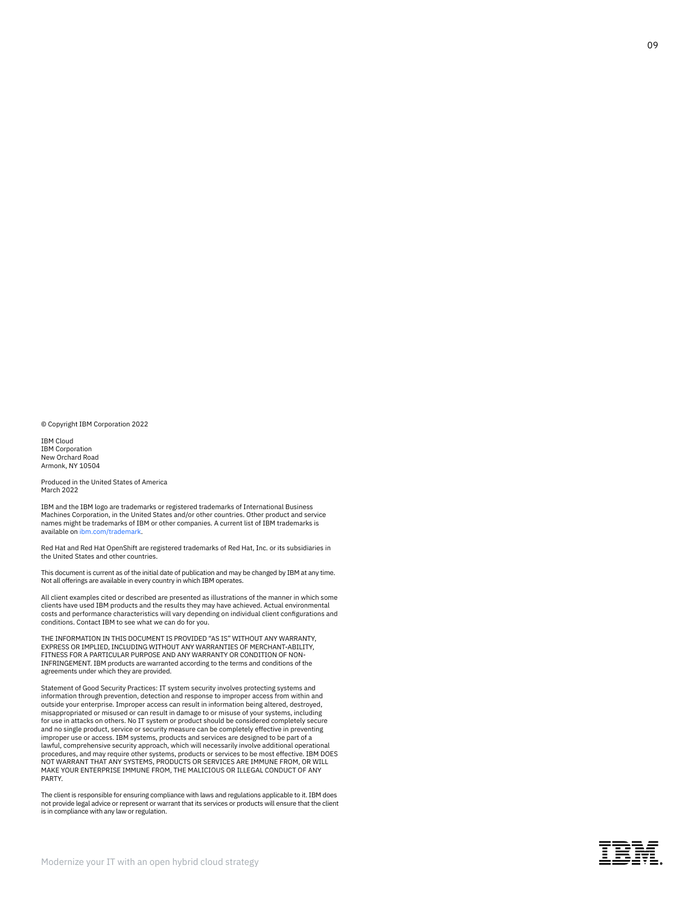© Copyright IBM Corporation 2022

IBM Cloud
IBM Corporation
New Orchard Road
Armonk, NY 10504

Produced in the United States of America
March 2022

IBM and the IBM logo are trademarks or registered trademarks of International Business Machines Corporation, in the United States and/or other countries. Other product and service names might be trademarks of IBM or other companies. A current list of IBM trademarks is available on ibm.com/trademark.

Red Hat and Red Hat OpenShift are registered trademarks of Red Hat, Inc. or its subsidiaries in the United States and other countries.

This document is current as of the initial date of publication and may be changed by IBM at any time. Not all offerings are available in every country in which IBM operates.

All client examples cited or described are presented as illustrations of the manner in which some clients have used IBM products and the results they may have achieved. Actual environmental costs and performance characteristics will vary depending on individual client configurations and conditions. Contact IBM to see what we can do for you.

THE INFORMATION IN THIS DOCUMENT IS PROVIDED "AS IS" WITHOUT ANY WARRANTY, EXPRESS OR IMPLIED, INCLUDING WITHOUT ANY WARRANTIES OF MERCHANT-ABILITY, FITNESS FOR A PARTICULAR PURPOSE AND ANY WARRANTY OR CONDITION OF NON-INFRINGEMENT. IBM products are warranted according to the terms and conditions of the agreements under which they are provided.

Statement of Good Security Practices: IT system security involves protecting systems and information through prevention, detection and response to improper access from within and outside your enterprise. Improper access can result in information being altered, destroyed, misappropriated or misused or can result in damage to or misuse of your systems, including for use in attacks on others. No IT system or product should be considered completely secure and no single product, service or security measure can be completely effective in preventing improper use or access. IBM systems, products and services are designed to be part of a lawful, comprehensive security approach, which will necessarily involve additional operational procedures, and may require other systems, products or services to be most effective. IBM DOES NOT WARRANT THAT ANY SYSTEMS, PRODUCTS OR SERVICES ARE IMMUNE FROM, OR WILL MAKE YOUR ENTERPRISE IMMUNE FROM, THE MALICIOUS OR ILLEGAL CONDUCT OF ANY PARTY.

The client is responsible for ensuring compliance with laws and regulations applicable to it. IBM does not provide legal advice or represent or warrant that its services or products will ensure that the client is in compliance with any law or regulation.